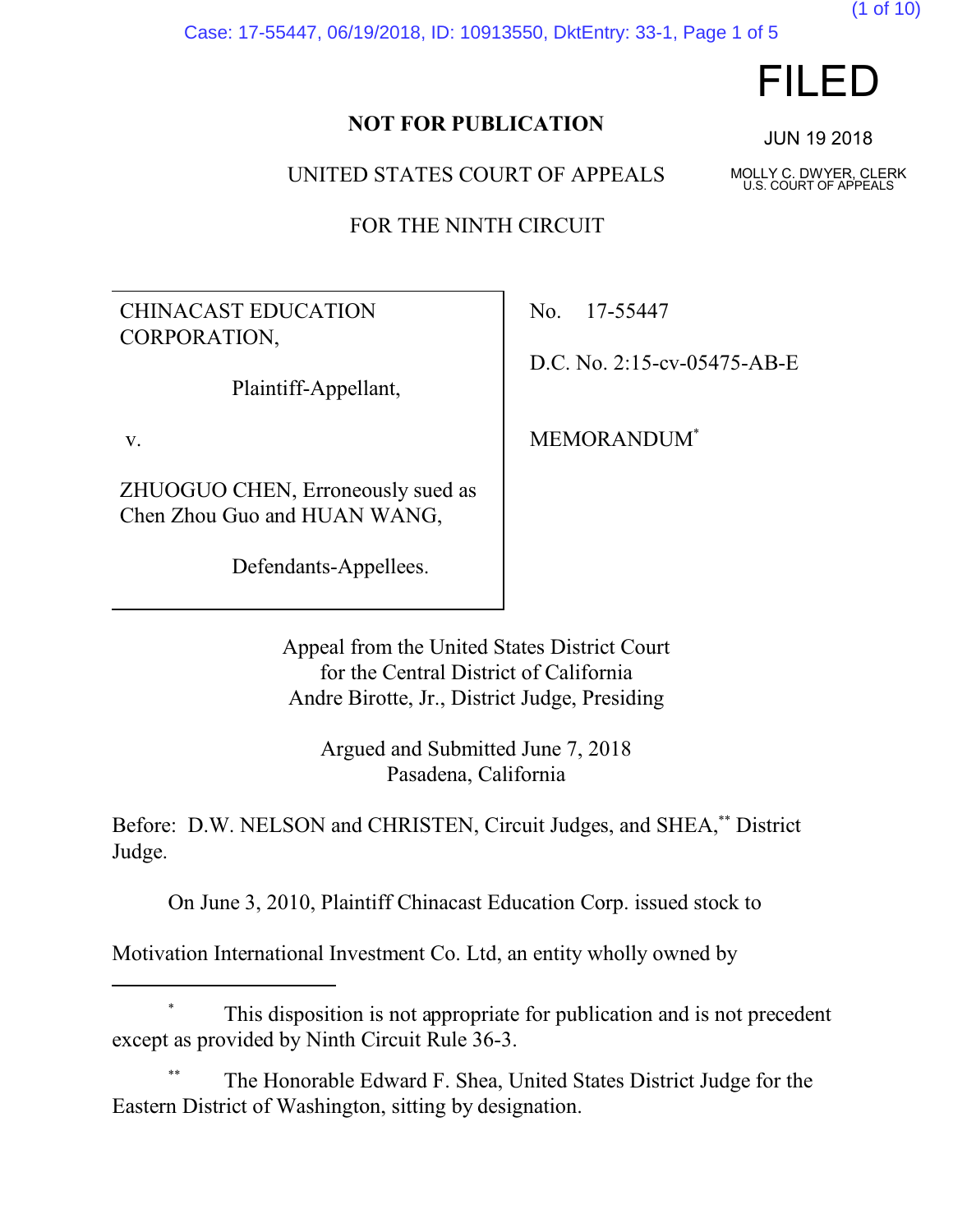FILED

JUN 19 2018

MOLLY C. DWYER, CLERK
U.S. COURT OF APPEALS

**NOT FOR PUBLICATION**

UNITED STATES COURT OF APPEALS

FOR THE NINTH CIRCUIT

| | |
|---|---|
| CHINACAST EDUCATION CORPORATION,<br><br>Plaintiff-Appellant,<br><br>v.<br><br>ZHUOGUO CHEN, Erroneously sued as Chen Zhou Guo and HUAN WANG,<br><br>Defendants-Appellees. | No. 17-55447<br><br>D.C. No. 2:15-cv-05475-AB-E<br><br>MEMORANDUM[*] |

Appeal from the United States District Court
for the Central District of California
Andre Birotte, Jr., District Judge, Presiding

Argued and Submitted June 7, 2018
Pasadena, California

Before: D.W. NELSON and CHRISTEN, Circuit Judges, and SHEA,[**] District Judge.

On June 3, 2010, Plaintiff Chinacast Education Corp. issued stock to Motivation International Investment Co. Ltd, an entity wholly owned by

---

[*] This disposition is not appropriate for publication and is not precedent except as provided by Ninth Circuit Rule 36-3.

[**] The Honorable Edward F. Shea, United States District Judge for the Eastern District of Washington, sitting by designation.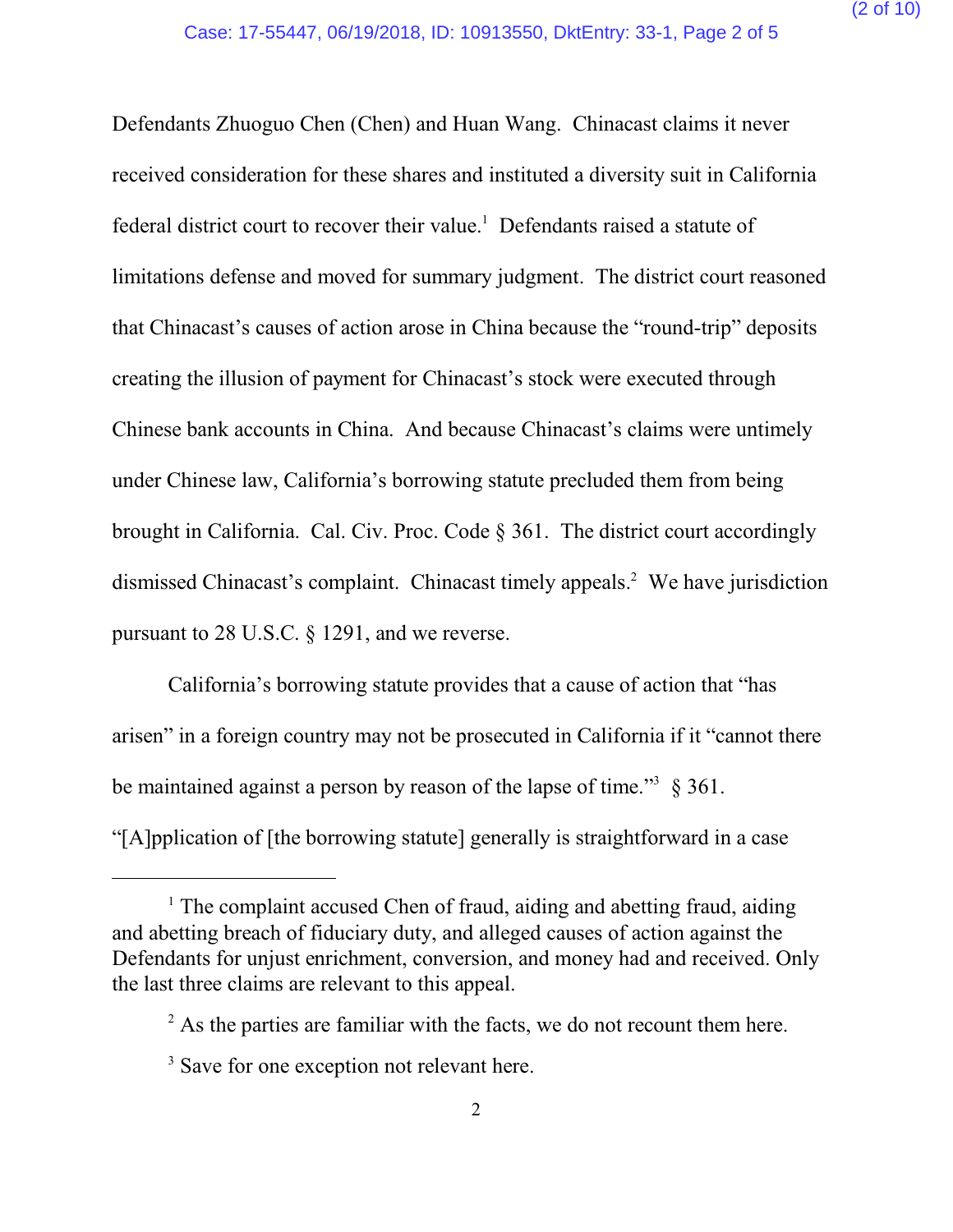Defendants Zhuoguo Chen (Chen) and Huan Wang. Chinacast claims it never received consideration for these shares and instituted a diversity suit in California federal district court to recover their value.[1] Defendants raised a statute of limitations defense and moved for summary judgment. The district court reasoned that Chinacast's causes of action arose in China because the "round-trip" deposits creating the illusion of payment for Chinacast's stock were executed through Chinese bank accounts in China. And because Chinacast's claims were untimely under Chinese law, California's borrowing statute precluded them from being brought in California. Cal. Civ. Proc. Code § 361. The district court accordingly dismissed Chinacast's complaint. Chinacast timely appeals.[2] We have jurisdiction pursuant to 28 U.S.C. § 1291, and we reverse.

California's borrowing statute provides that a cause of action that "has arisen" in a foreign country may not be prosecuted in California if it "cannot there be maintained against a person by reason of the lapse of time."[3] § 361. "[A]pplication of [the borrowing statute] generally is straightforward in a case

---

[1] The complaint accused Chen of fraud, aiding and abetting fraud, aiding and abetting breach of fiduciary duty, and alleged causes of action against the Defendants for unjust enrichment, conversion, and money had and received. Only the last three claims are relevant to this appeal.

[2] As the parties are familiar with the facts, we do not recount them here.

[3] Save for one exception not relevant here.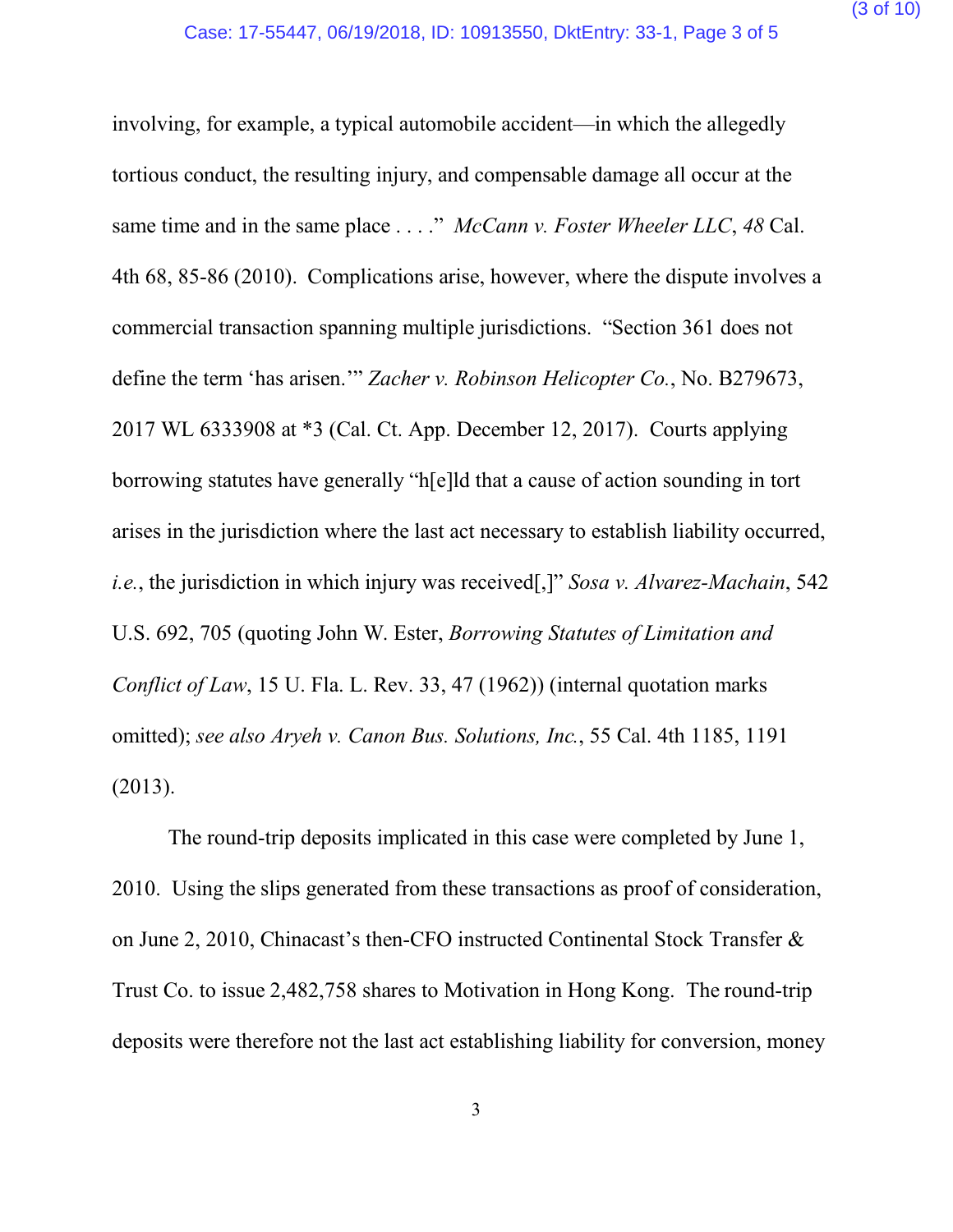involving, for example, a typical automobile accident—in which the allegedly tortious conduct, the resulting injury, and compensable damage all occur at the same time and in the same place . . . ." *McCann v. Foster Wheeler LLC*, *48* Cal. 4th 68, 85-86 (2010). Complications arise, however, where the dispute involves a commercial transaction spanning multiple jurisdictions. "Section 361 does not define the term 'has arisen.'" *Zacher v. Robinson Helicopter Co.*, No. B279673, 2017 WL 6333908 at *3 (Cal. Ct. App. December 12, 2017). Courts applying borrowing statutes have generally "h[e]ld that a cause of action sounding in tort arises in the jurisdiction where the last act necessary to establish liability occurred, *i.e.*, the jurisdiction in which injury was received[,]" *Sosa v. Alvarez-Machain*, 542 U.S. 692, 705 (quoting John W. Ester, *Borrowing Statutes of Limitation and Conflict of Law*, 15 U. Fla. L. Rev. 33, 47 (1962)) (internal quotation marks omitted); *see also Aryeh v. Canon Bus. Solutions, Inc.*, 55 Cal. 4th 1185, 1191 (2013).

The round-trip deposits implicated in this case were completed by June 1, 2010. Using the slips generated from these transactions as proof of consideration, on June 2, 2010, Chinacast's then-CFO instructed Continental Stock Transfer & Trust Co. to issue 2,482,758 shares to Motivation in Hong Kong. The round-trip deposits were therefore not the last act establishing liability for conversion, money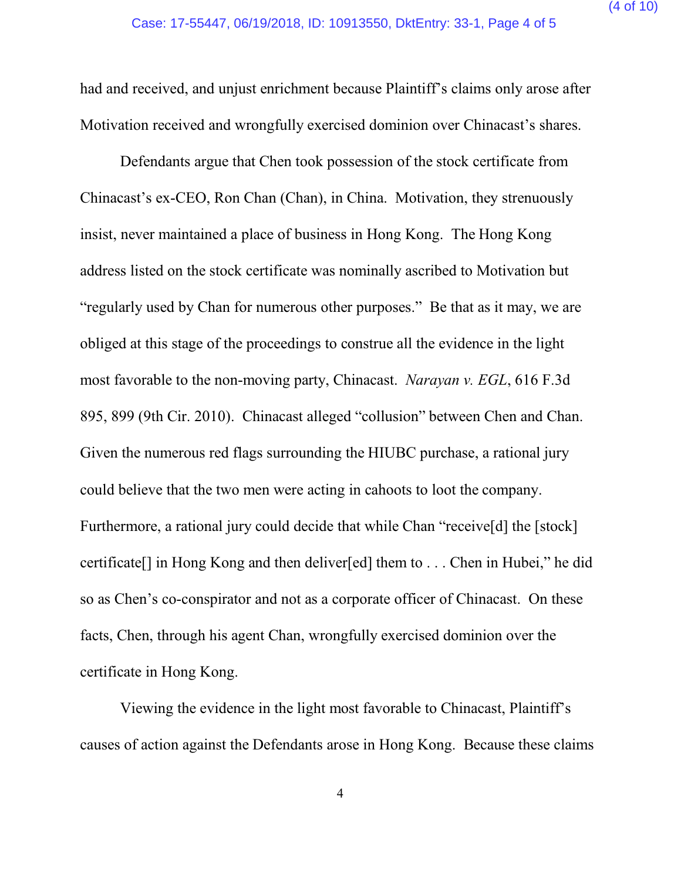had and received, and unjust enrichment because Plaintiff's claims only arose after Motivation received and wrongfully exercised dominion over Chinacast's shares.

Defendants argue that Chen took possession of the stock certificate from Chinacast's ex-CEO, Ron Chan (Chan), in China. Motivation, they strenuously insist, never maintained a place of business in Hong Kong. The Hong Kong address listed on the stock certificate was nominally ascribed to Motivation but "regularly used by Chan for numerous other purposes." Be that as it may, we are obliged at this stage of the proceedings to construe all the evidence in the light most favorable to the non-moving party, Chinacast. *Narayan v. EGL*, 616 F.3d 895, 899 (9th Cir. 2010). Chinacast alleged "collusion" between Chen and Chan. Given the numerous red flags surrounding the HIUBC purchase, a rational jury could believe that the two men were acting in cahoots to loot the company. Furthermore, a rational jury could decide that while Chan "receive[d] the [stock] certificate[] in Hong Kong and then deliver[ed] them to . . . Chen in Hubei," he did so as Chen's co-conspirator and not as a corporate officer of Chinacast. On these facts, Chen, through his agent Chan, wrongfully exercised dominion over the certificate in Hong Kong.

Viewing the evidence in the light most favorable to Chinacast, Plaintiff's causes of action against the Defendants arose in Hong Kong. Because these claims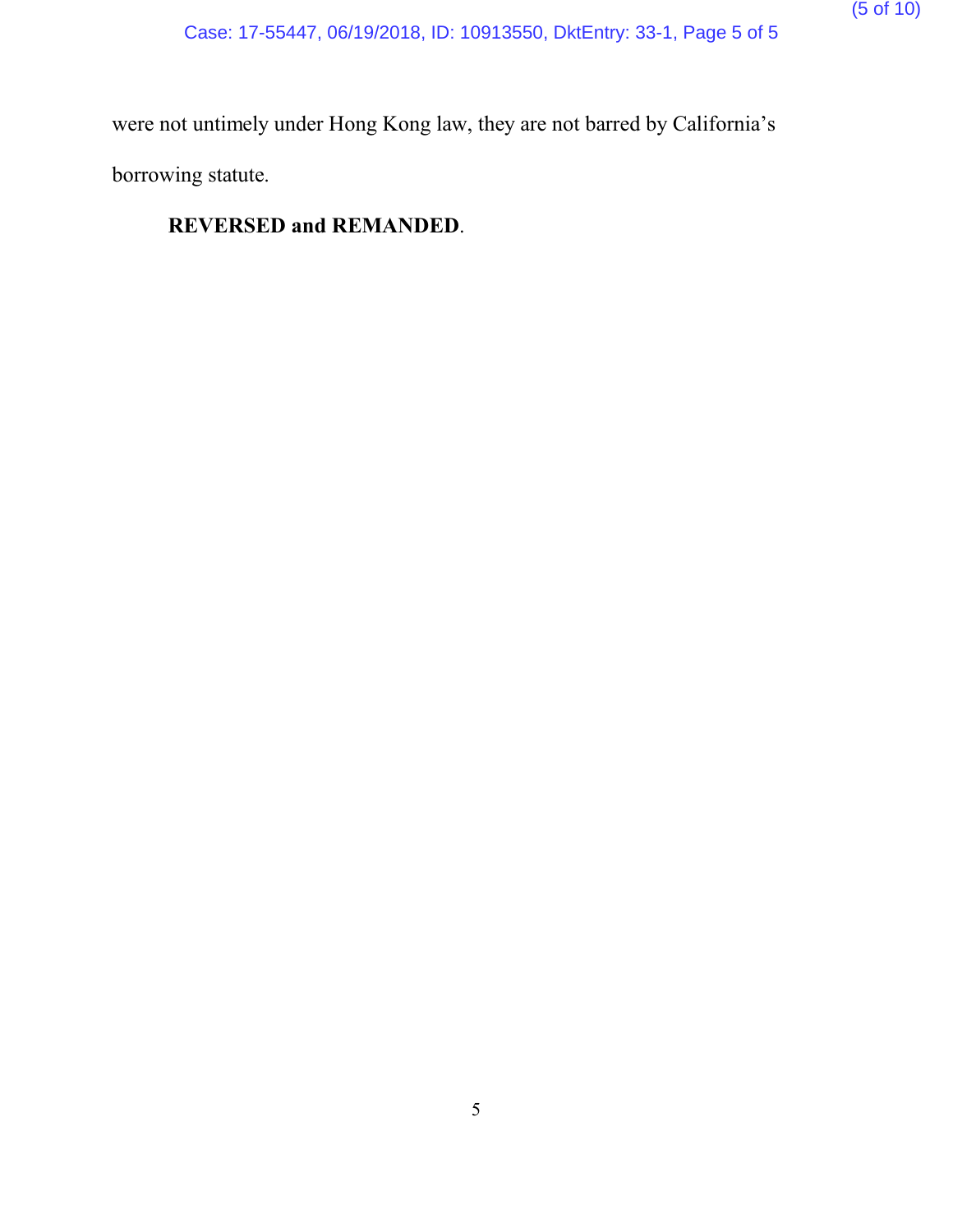were not untimely under Hong Kong law, they are not barred by California's borrowing statute.

**REVERSED and REMANDED**.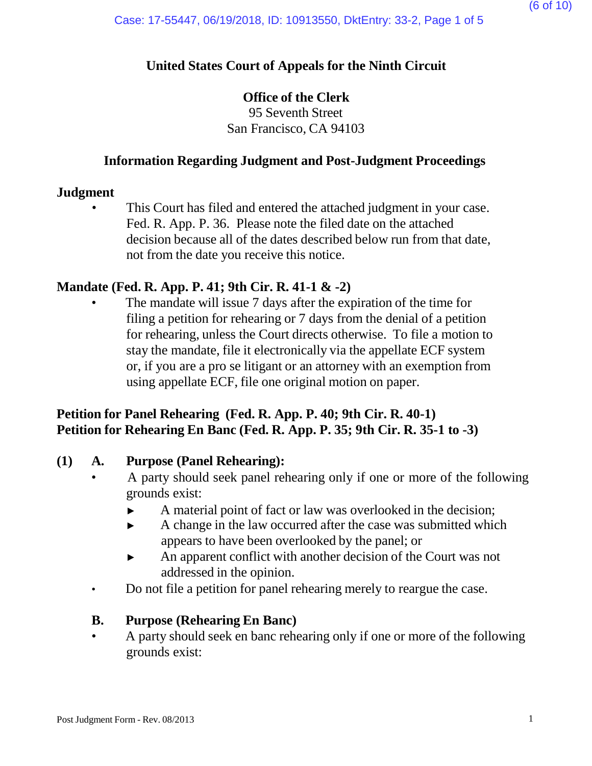**United States Court of Appeals for the Ninth Circuit**

**Office of the Clerk**
95 Seventh Street
San Francisco, CA 94103

**Information Regarding Judgment and Post-Judgment Proceedings**

## Judgment

- This Court has filed and entered the attached judgment in your case. Fed. R. App. P. 36. Please note the filed date on the attached decision because all of the dates described below run from that date, not from the date you receive this notice.

## Mandate (Fed. R. App. P. 41; 9th Cir. R. 41-1 & -2)

- The mandate will issue 7 days after the expiration of the time for filing a petition for rehearing or 7 days from the denial of a petition for rehearing, unless the Court directs otherwise. To file a motion to stay the mandate, file it electronically via the appellate ECF system or, if you are a pro se litigant or an attorney with an exemption from using appellate ECF, file one original motion on paper.

## Petition for Panel Rehearing (Fed. R. App. P. 40; 9th Cir. R. 40-1)
## Petition for Rehearing En Banc (Fed. R. App. P. 35; 9th Cir. R. 35-1 to -3)

**(1) A. Purpose (Panel Rehearing):**

- A party should seek panel rehearing only if one or more of the following grounds exist:
  - ► A material point of fact or law was overlooked in the decision;
  - ► A change in the law occurred after the case was submitted which appears to have been overlooked by the panel; or
  - ► An apparent conflict with another decision of the Court was not addressed in the opinion.
- Do not file a petition for panel rehearing merely to reargue the case.

**B. Purpose (Rehearing En Banc)**

- A party should seek en banc rehearing only if one or more of the following grounds exist: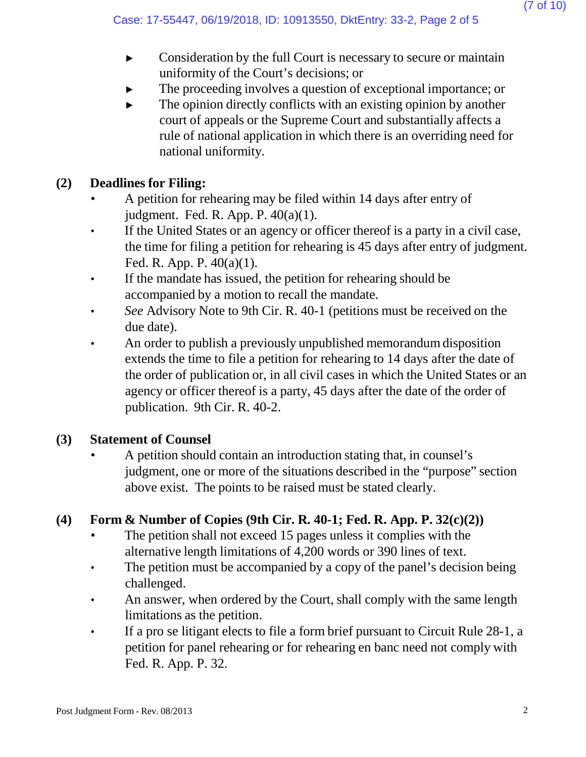- Consideration by the full Court is necessary to secure or maintain uniformity of the Court's decisions; or
- The proceeding involves a question of exceptional importance; or
- The opinion directly conflicts with an existing opinion by another court of appeals or the Supreme Court and substantially affects a rule of national application in which there is an overriding need for national uniformity.

**(2) Deadlines for Filing:**

- A petition for rehearing may be filed within 14 days after entry of judgment. Fed. R. App. P. 40(a)(1).
- If the United States or an agency or officer thereof is a party in a civil case, the time for filing a petition for rehearing is 45 days after entry of judgment. Fed. R. App. P. 40(a)(1).
- If the mandate has issued, the petition for rehearing should be accompanied by a motion to recall the mandate.
- *See* Advisory Note to 9th Cir. R. 40-1 (petitions must be received on the due date).
- An order to publish a previously unpublished memorandum disposition extends the time to file a petition for rehearing to 14 days after the date of the order of publication or, in all civil cases in which the United States or an agency or officer thereof is a party, 45 days after the date of the order of publication. 9th Cir. R. 40-2.

**(3) Statement of Counsel**

- A petition should contain an introduction stating that, in counsel's judgment, one or more of the situations described in the "purpose" section above exist. The points to be raised must be stated clearly.

**(4) Form & Number of Copies (9th Cir. R. 40-1; Fed. R. App. P. 32(c)(2))**

- The petition shall not exceed 15 pages unless it complies with the alternative length limitations of 4,200 words or 390 lines of text.
- The petition must be accompanied by a copy of the panel's decision being challenged.
- An answer, when ordered by the Court, shall comply with the same length limitations as the petition.
- If a pro se litigant elects to file a form brief pursuant to Circuit Rule 28-1, a petition for panel rehearing or for rehearing en banc need not comply with Fed. R. App. P. 32.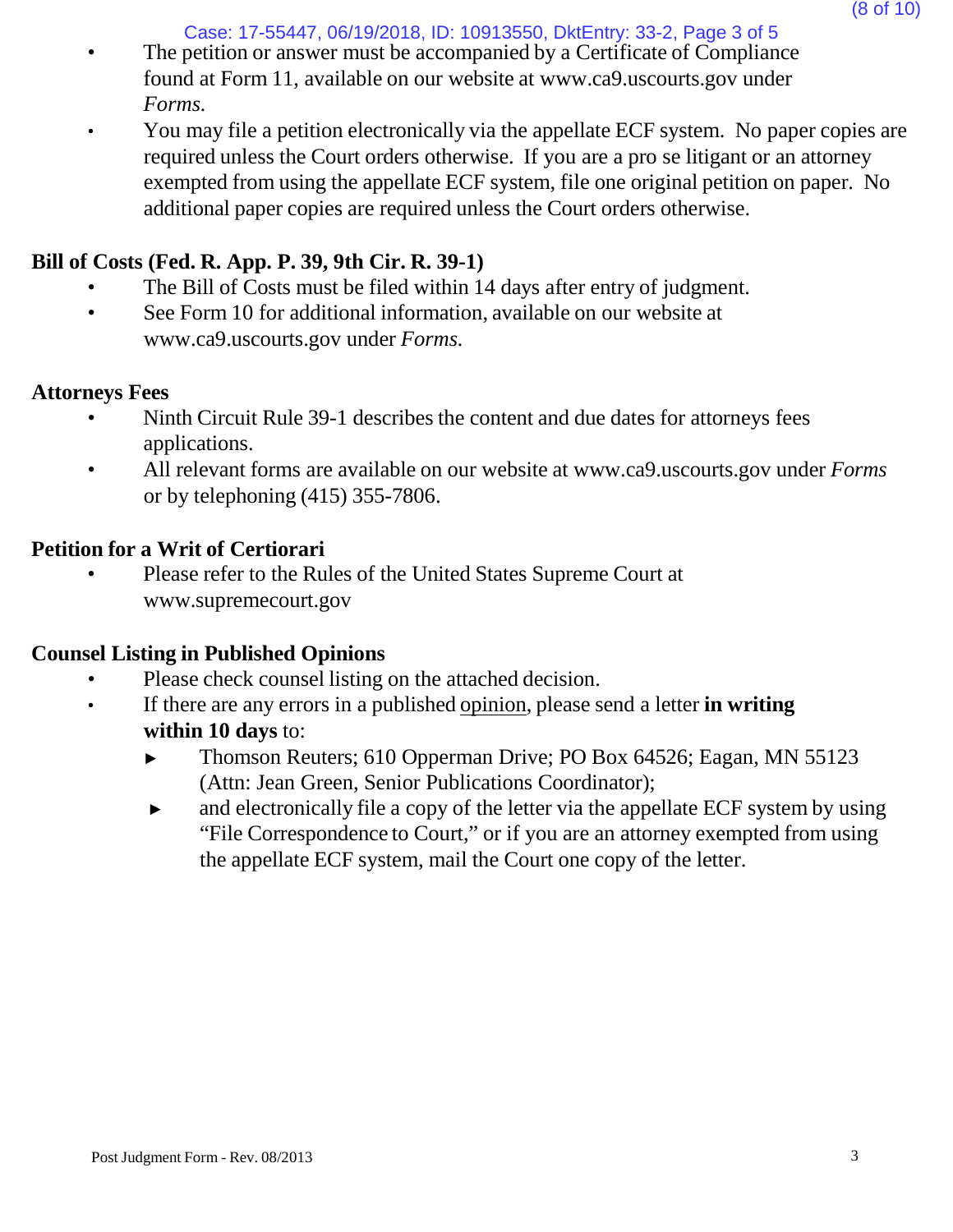- The petition or answer must be accompanied by a Certificate of Compliance found at Form 11, available on our website at www.ca9.uscourts.gov under *Forms*.
- You may file a petition electronically via the appellate ECF system. No paper copies are required unless the Court orders otherwise. If you are a pro se litigant or an attorney exempted from using the appellate ECF system, file one original petition on paper. No additional paper copies are required unless the Court orders otherwise.

**Bill of Costs (Fed. R. App. P. 39, 9th Cir. R. 39-1)**

- The Bill of Costs must be filed within 14 days after entry of judgment.
- See Form 10 for additional information, available on our website at www.ca9.uscourts.gov under *Forms*.

**Attorneys Fees**

- Ninth Circuit Rule 39-1 describes the content and due dates for attorneys fees applications.
- All relevant forms are available on our website at www.ca9.uscourts.gov under *Forms* or by telephoning (415) 355-7806.

**Petition for a Writ of Certiorari**

- Please refer to the Rules of the United States Supreme Court at www.supremecourt.gov

**Counsel Listing in Published Opinions**

- Please check counsel listing on the attached decision.
- If there are any errors in a published opinion, please send a letter **in writing within 10 days** to:
  - Thomson Reuters; 610 Opperman Drive; PO Box 64526; Eagan, MN 55123 (Attn: Jean Green, Senior Publications Coordinator);
  - and electronically file a copy of the letter via the appellate ECF system by using "File Correspondence to Court," or if you are an attorney exempted from using the appellate ECF system, mail the Court one copy of the letter.

Post Judgment Form - Rev. 08/2013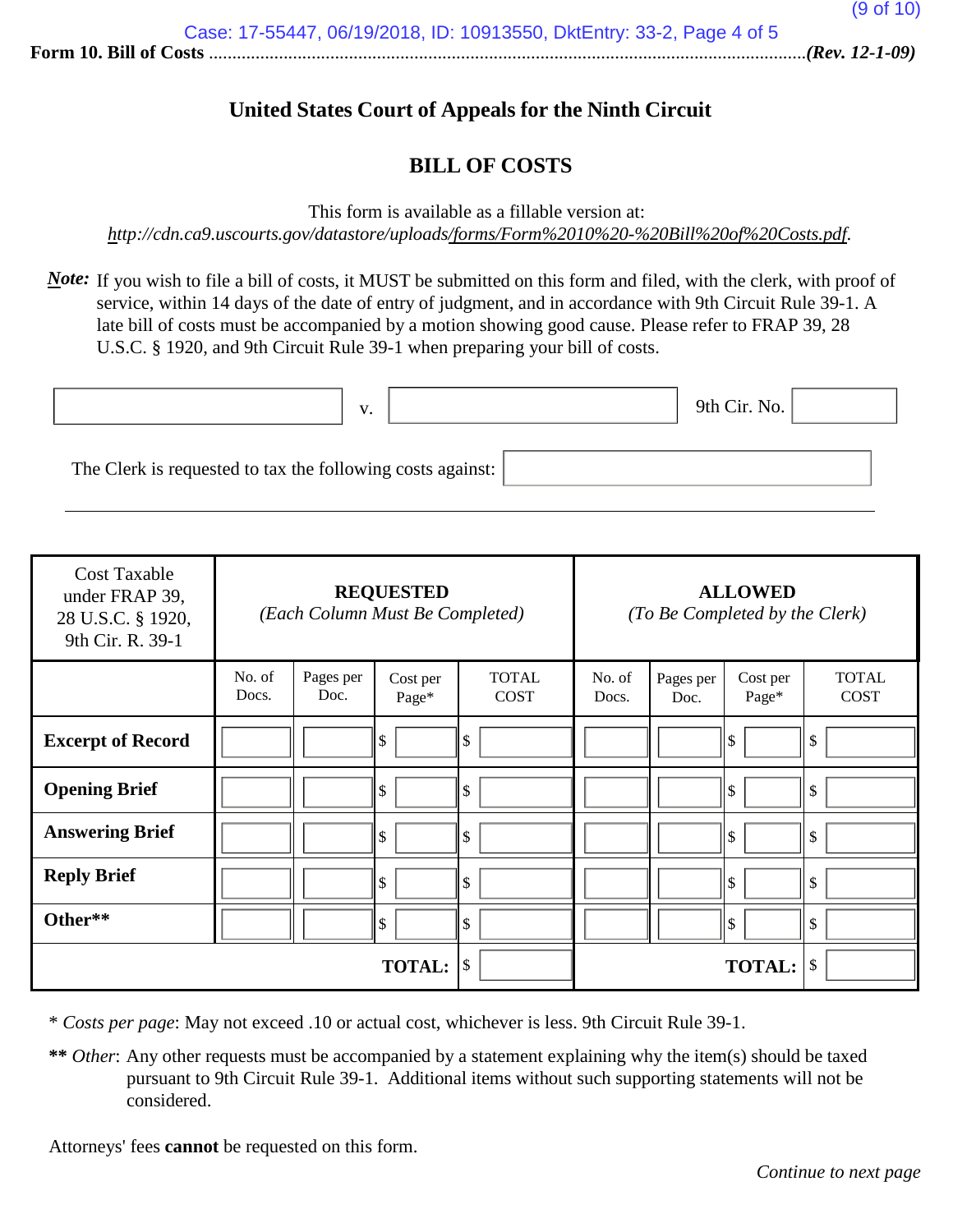**Form 10. Bill of Costs** ........................................................................................................................*(Rev. 12-1-09)*

## United States Court of Appeals for the Ninth Circuit

## BILL OF COSTS

This form is available as a fillable version at:
*http://cdn.ca9.uscourts.gov/datastore/uploads/forms/Form%2010%20-%20Bill%20of%20Costs.pdf.*

***Note:*** If you wish to file a bill of costs, it MUST be submitted on this form and filed, with the clerk, with proof of service, within 14 days of the date of entry of judgment, and in accordance with 9th Circuit Rule 39-1. A late bill of costs must be accompanied by a motion showing good cause. Please refer to FRAP 39, 28 U.S.C. § 1920, and 9th Circuit Rule 39-1 when preparing your bill of costs.

\_\_\_\_\_\_\_\_\_\_\_\_\_\_\_\_ v. \_\_\_\_\_\_\_\_\_\_\_\_\_\_\_\_ 9th Cir. No. \_\_\_\_\_\_\_\_

The Clerk is requested to tax the following costs against: \_\_\_\_\_\_\_\_\_\_\_\_\_\_\_\_

| Cost Taxable under FRAP 39, 28 U.S.C. § 1920, 9th Cir. R. 39-1 | **REQUESTED** *(Each Column Must Be Completed)* | | | | **ALLOWED** *(To Be Completed by the Clerk)* | | | |
|---|---|---|---|---|---|---|---|---|
| | No. of Docs. | Pages per Doc. | Cost per Page* | TOTAL COST | No. of Docs. | Pages per Doc. | Cost per Page* | TOTAL COST |
| **Excerpt of Record** | | | $ | $ | | | $ | $ |
| **Opening Brief** | | | $ | $ | | | $ | $ |
| **Answering Brief** | | | $ | $ | | | $ | $ |
| **Reply Brief** | | | $ | $ | | | $ | $ |
| **Other\*\*** | | | $ | $ | | | $ | $ |
| | | | **TOTAL:** | $ | | | **TOTAL:** | $ |

\* *Costs per page*: May not exceed .10 or actual cost, whichever is less. 9th Circuit Rule 39-1.

**\*\*** *Other*: Any other requests must be accompanied by a statement explaining why the item(s) should be taxed pursuant to 9th Circuit Rule 39-1. Additional items without such supporting statements will not be considered.

Attorneys' fees **cannot** be requested on this form.

*Continue to next page*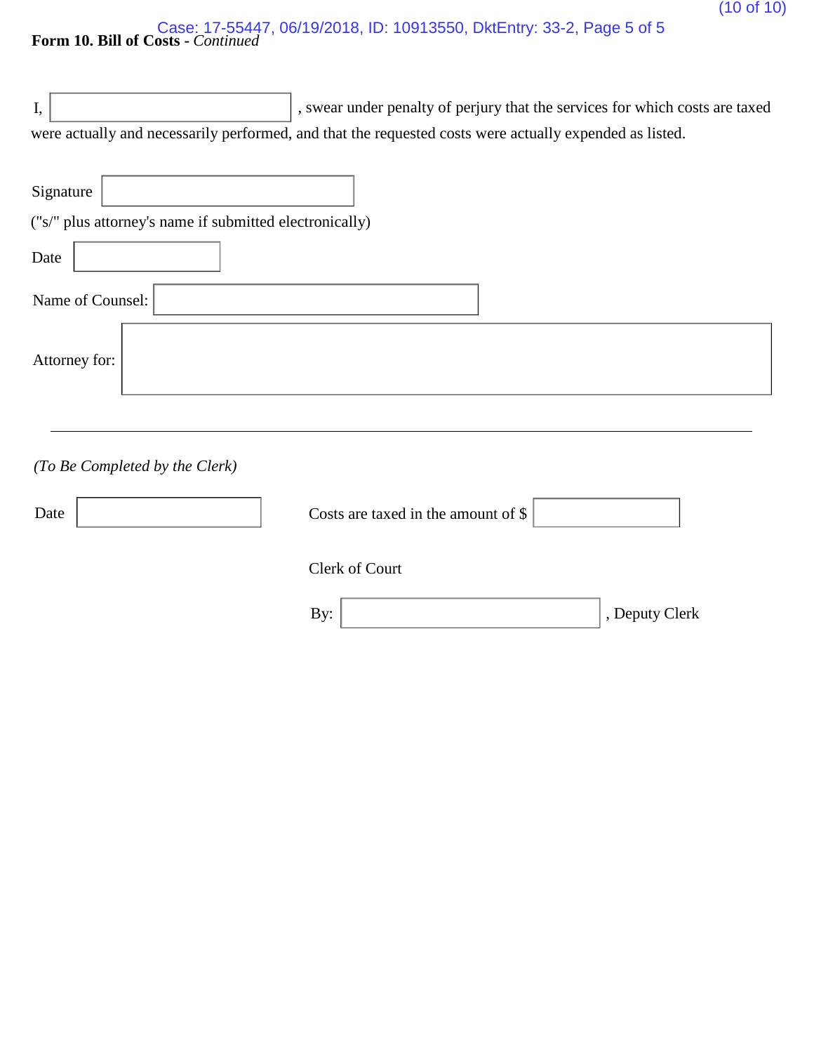**Form 10. Bill of Costs** - *Continued*

I, \_\_\_\_\_\_\_\_\_\_\_\_\_\_\_\_\_\_\_\_, swear under penalty of perjury that the services for which costs are taxed were actually and necessarily performed, and that the requested costs were actually expended as listed.

Signature \_\_\_\_\_\_\_\_\_\_\_\_\_\_\_\_\_\_\_\_

("s/" plus attorney's name if submitted electronically)

Date \_\_\_\_\_\_\_\_\_\_\_\_\_\_\_\_\_\_\_\_

Name of Counsel: \_\_\_\_\_\_\_\_\_\_\_\_\_\_\_\_\_\_\_\_

Attorney for: \_\_\_\_\_\_\_\_\_\_\_\_\_\_\_\_\_\_\_\_

---

*(To Be Completed by the Clerk)*

Date \_\_\_\_\_\_\_\_\_\_\_\_\_\_\_\_\_\_\_\_ Costs are taxed in the amount of $ \_\_\_\_\_\_\_\_\_\_\_\_\_\_\_\_\_\_\_\_

Clerk of Court

By: \_\_\_\_\_\_\_\_\_\_\_\_\_\_\_\_\_\_\_\_, Deputy Clerk